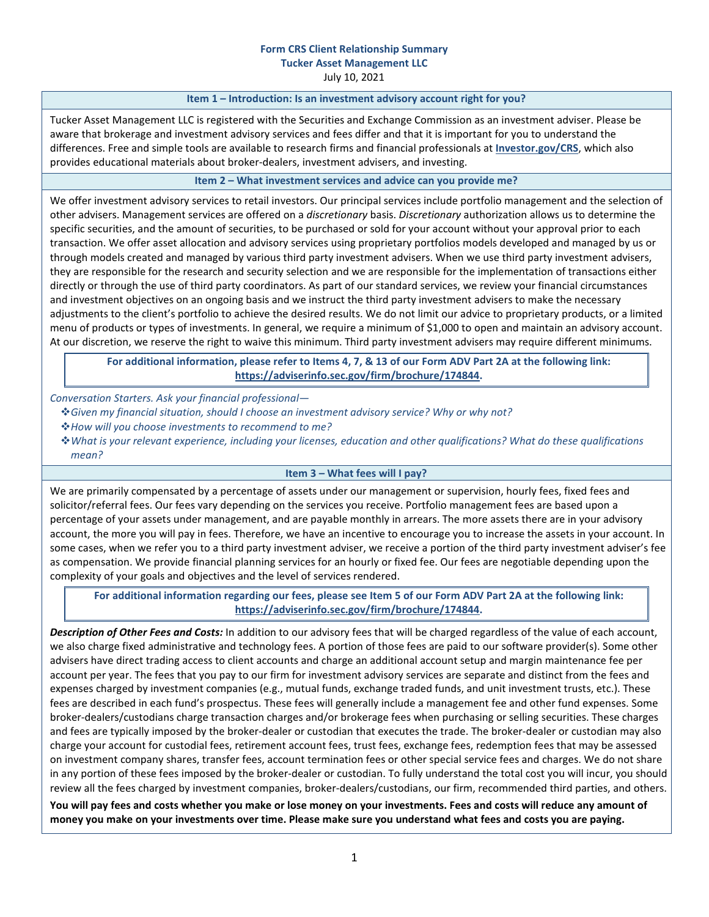**Form CRS Client Relationship Summary**
**Tucker Asset Management LLC**
July 10, 2021

## Item 1 – Introduction: Is an investment advisory account right for you?

Tucker Asset Management LLC is registered with the Securities and Exchange Commission as an investment adviser. Please be aware that brokerage and investment advisory services and fees differ and that it is important for you to understand the differences. Free and simple tools are available to research firms and financial professionals at **[Investor.gov/CRS](Investor.gov/CRS)**, which also provides educational materials about broker-dealers, investment advisers, and investing.

## Item 2 – What investment services and advice can you provide me?

We offer investment advisory services to retail investors. Our principal services include portfolio management and the selection of other advisers. Management services are offered on a *discretionary* basis. *Discretionary* authorization allows us to determine the specific securities, and the amount of securities, to be purchased or sold for your account without your approval prior to each transaction. We offer asset allocation and advisory services using proprietary portfolios models developed and managed by us or through models created and managed by various third party investment advisers. When we use third party investment advisers, they are responsible for the research and security selection and we are responsible for the implementation of transactions either directly or through the use of third party coordinators. As part of our standard services, we review your financial circumstances and investment objectives on an ongoing basis and we instruct the third party investment advisers to make the necessary adjustments to the client's portfolio to achieve the desired results. We do not limit our advice to proprietary products, or a limited menu of products or types of investments. In general, we require a minimum of $1,000 to open and maintain an advisory account. At our discretion, we reserve the right to waive this minimum. Third party investment advisers may require different minimums.

**For additional information, please refer to Items 4, 7, & 13 of our Form ADV Part 2A at the following link: [https://adviserinfo.sec.gov/firm/brochure/174844](https://adviserinfo.sec.gov/firm/brochure/174844).**

*Conversation Starters. Ask your financial professional—*

- *Given my financial situation, should I choose an investment advisory service? Why or why not?*
- *How will you choose investments to recommend to me?*
- *What is your relevant experience, including your licenses, education and other qualifications? What do these qualifications mean?*

## Item 3 – What fees will I pay?

We are primarily compensated by a percentage of assets under our management or supervision, hourly fees, fixed fees and solicitor/referral fees. Our fees vary depending on the services you receive. Portfolio management fees are based upon a percentage of your assets under management, and are payable monthly in arrears. The more assets there are in your advisory account, the more you will pay in fees. Therefore, we have an incentive to encourage you to increase the assets in your account. In some cases, when we refer you to a third party investment adviser, we receive a portion of the third party investment adviser's fee as compensation. We provide financial planning services for an hourly or fixed fee. Our fees are negotiable depending upon the complexity of your goals and objectives and the level of services rendered.

**For additional information regarding our fees, please see Item 5 of our Form ADV Part 2A at the following link: [https://adviserinfo.sec.gov/firm/brochure/174844](https://adviserinfo.sec.gov/firm/brochure/174844).**

***Description of Other Fees and Costs:*** In addition to our advisory fees that will be charged regardless of the value of each account, we also charge fixed administrative and technology fees. A portion of those fees are paid to our software provider(s). Some other advisers have direct trading access to client accounts and charge an additional account setup and margin maintenance fee per account per year. The fees that you pay to our firm for investment advisory services are separate and distinct from the fees and expenses charged by investment companies (e.g., mutual funds, exchange traded funds, and unit investment trusts, etc.). These fees are described in each fund's prospectus. These fees will generally include a management fee and other fund expenses. Some broker-dealers/custodians charge transaction charges and/or brokerage fees when purchasing or selling securities. These charges and fees are typically imposed by the broker-dealer or custodian that executes the trade. The broker-dealer or custodian may also charge your account for custodial fees, retirement account fees, trust fees, exchange fees, redemption fees that may be assessed on investment company shares, transfer fees, account termination fees or other special service fees and charges. We do not share in any portion of these fees imposed by the broker-dealer or custodian. To fully understand the total cost you will incur, you should review all the fees charged by investment companies, broker-dealers/custodians, our firm, recommended third parties, and others.

**You will pay fees and costs whether you make or lose money on your investments. Fees and costs will reduce any amount of money you make on your investments over time. Please make sure you understand what fees and costs you are paying.**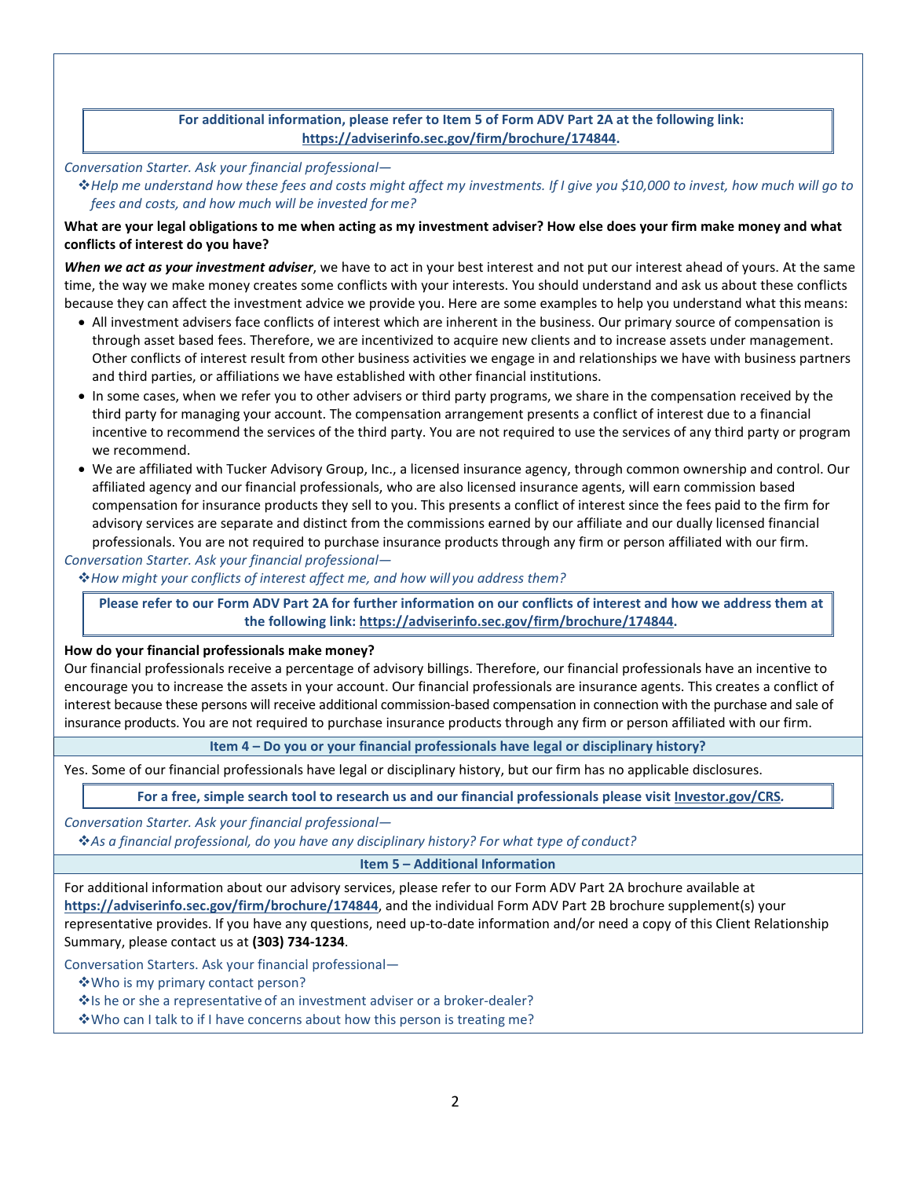**For additional information, please refer to Item 5 of Form ADV Part 2A at the following link: https://adviserinfo.sec.gov/firm/brochure/174844.**

*Conversation Starter. Ask your financial professional—*

❖ *Help me understand how these fees and costs might affect my investments. If I give you $10,000 to invest, how much will go to fees and costs, and how much will be invested for me?*

**What are your legal obligations to me when acting as my investment adviser? How else does your firm make money and what conflicts of interest do you have?**

***When we act as your investment adviser***, we have to act in your best interest and not put our interest ahead of yours. At the same time, the way we make money creates some conflicts with your interests. You should understand and ask us about these conflicts because they can affect the investment advice we provide you. Here are some examples to help you understand what this means:

- All investment advisers face conflicts of interest which are inherent in the business. Our primary source of compensation is through asset based fees. Therefore, we are incentivized to acquire new clients and to increase assets under management. Other conflicts of interest result from other business activities we engage in and relationships we have with business partners and third parties, or affiliations we have established with other financial institutions.
- In some cases, when we refer you to other advisers or third party programs, we share in the compensation received by the third party for managing your account. The compensation arrangement presents a conflict of interest due to a financial incentive to recommend the services of the third party. You are not required to use the services of any third party or program we recommend.
- We are affiliated with Tucker Advisory Group, Inc., a licensed insurance agency, through common ownership and control. Our affiliated agency and our financial professionals, who are also licensed insurance agents, will earn commission based compensation for insurance products they sell to you. This presents a conflict of interest since the fees paid to the firm for advisory services are separate and distinct from the commissions earned by our affiliate and our dually licensed financial professionals. You are not required to purchase insurance products through any firm or person affiliated with our firm.

*Conversation Starter. Ask your financial professional—*

❖ *How might your conflicts of interest affect me, and how will you address them?*

**Please refer to our Form ADV Part 2A for further information on our conflicts of interest and how we address them at the following link: https://adviserinfo.sec.gov/firm/brochure/174844.**

**How do your financial professionals make money?**

Our financial professionals receive a percentage of advisory billings. Therefore, our financial professionals have an incentive to encourage you to increase the assets in your account. Our financial professionals are insurance agents. This creates a conflict of interest because these persons will receive additional commission-based compensation in connection with the purchase and sale of insurance products. You are not required to purchase insurance products through any firm or person affiliated with our firm.

## Item 4 – Do you or your financial professionals have legal or disciplinary history?

Yes. Some of our financial professionals have legal or disciplinary history, but our firm has no applicable disclosures.

**For a free, simple search tool to research us and our financial professionals please visit Investor.gov/CRS.**

*Conversation Starter. Ask your financial professional—*

❖ *As a financial professional, do you have any disciplinary history? For what type of conduct?*

## Item 5 – Additional Information

For additional information about our advisory services, please refer to our Form ADV Part 2A brochure available at **https://adviserinfo.sec.gov/firm/brochure/174844**, and the individual Form ADV Part 2B brochure supplement(s) your representative provides. If you have any questions, need up-to-date information and/or need a copy of this Client Relationship Summary, please contact us at **(303) 734-1234**.

Conversation Starters. Ask your financial professional—

❖ Who is my primary contact person?

❖ Is he or she a representative of an investment adviser or a broker-dealer?

❖ Who can I talk to if I have concerns about how this person is treating me?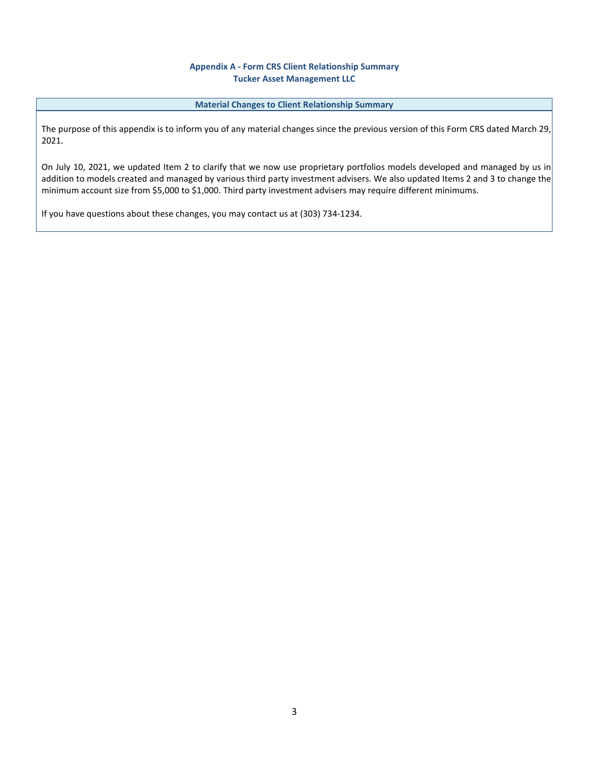## Appendix A - Form CRS Client Relationship Summary
## Tucker Asset Management LLC

### Material Changes to Client Relationship Summary

The purpose of this appendix is to inform you of any material changes since the previous version of this Form CRS dated March 29, 2021.

On July 10, 2021, we updated Item 2 to clarify that we now use proprietary portfolios models developed and managed by us in addition to models created and managed by various third party investment advisers. We also updated Items 2 and 3 to change the minimum account size from $5,000 to $1,000. Third party investment advisers may require different minimums.

If you have questions about these changes, you may contact us at (303) 734-1234.